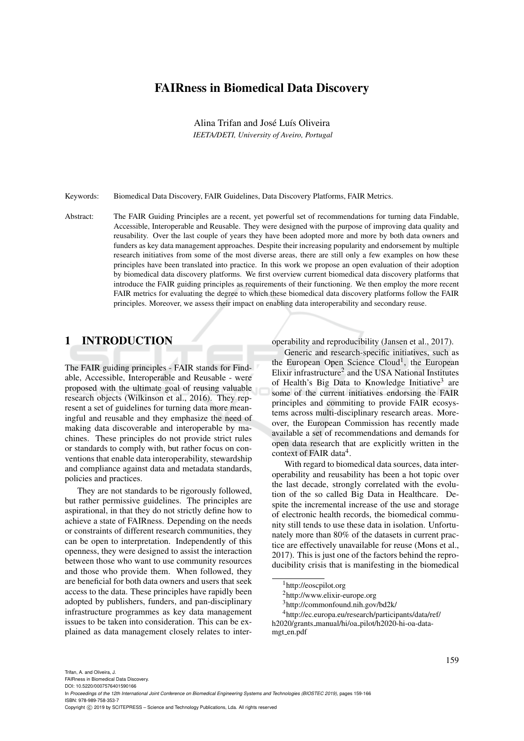# FAIRness in Biomedical Data Discovery

Alina Trifan and José Luís Oliveira

*IEETA/DETI, University of Aveiro, Portugal*

Keywords: Biomedical Data Discovery, FAIR Guidelines, Data Discovery Platforms, FAIR Metrics.

Abstract: The FAIR Guiding Principles are a recent, yet powerful set of recommendations for turning data Findable, Accessible, Interoperable and Reusable. They were designed with the purpose of improving data quality and reusability. Over the last couple of years they have been adopted more and more by both data owners and funders as key data management approaches. Despite their increasing popularity and endorsement by multiple research initiatives from some of the most diverse areas, there are still only a few examples on how these principles have been translated into practice. In this work we propose an open evaluation of their adoption by biomedical data discovery platforms. We first overview current biomedical data discovery platforms that introduce the FAIR guiding principles as requirements of their functioning. We then employ the more recent FAIR metrics for evaluating the degree to which these biomedical data discovery platforms follow the FAIR principles. Moreover, we assess their impact on enabling data interoperability and secondary reuse.

## 1 INTRODUCTION

The FAIR guiding principles - FAIR stands for Findable, Accessible, Interoperable and Reusable - were proposed with the ultimate goal of reusing valuable research objects (Wilkinson et al., 2016). They represent a set of guidelines for turning data more meaningful and reusable and they emphasize the need of making data discoverable and interoperable by machines. These principles do not provide strict rules or standards to comply with, but rather focus on conventions that enable data interoperability, stewardship and compliance against data and metadata standards, policies and practices.

They are not standards to be rigorously followed, but rather permissive guidelines. The principles are aspirational, in that they do not strictly define how to achieve a state of FAIRness. Depending on the needs or constraints of different research communities, they can be open to interpretation. Independently of this openness, they were designed to assist the interaction between those who want to use community resources and those who provide them. When followed, they are beneficial for both data owners and users that seek access to the data. These principles have rapidly been adopted by publishers, funders, and pan-disciplinary infrastructure programmes as key data management issues to be taken into consideration. This can be explained as data management closely relates to interoperability and reproducibility (Jansen et al., 2017).

Generic and research-specific initiatives, such as the European Open Science Cloud[1], the European Elixir infrastructure[2] and the USA National Institutes of Health's Big Data to Knowledge Initiative[3] are some of the current initiatives endorsing the FAIR principles and commiting to provide FAIR ecosystems across multi-disciplinary research areas. Moreover, the European Commission has recently made available a set of recommendations and demands for open data research that are explicitly written in the context of FAIR data[4].

With regard to biomedical data sources, data interoperability and reusability has been a hot topic over the last decade, strongly correlated with the evolution of the so called Big Data in Healthcare. Despite the incremental increase of the use and storage of electronic health records, the biomedical community still tends to use these data in isolation. Unfortunately more than 80% of the datasets in current practice are effectively unavailable for reuse (Mons et al., 2017). This is just one of the factors behind the reproducibility crisis that is manifesting in the biomedical

[1]http://eoscpilot.org

[2]http://www.elixir-europe.org

[3]http://commonfound.nih.gov/bd2k/

[4]http://ec.europa.eu/research/participants/data/ref/h2020/grants_manual/hi/oa_pilot/h2020-hi-oa-data-mgt_en.pdf

Trifan, A. and Oliveira, J.
FAIRness in Biomedical Data Discovery.
DOI: 10.5220/0007576401590166
In *Proceedings of the 12th International Joint Conference on Biomedical Engineering Systems and Technologies (BIOSTEC 2019)*, pages 159-166
ISBN: 978-989-758-353-7
Copyright © 2019 by SCITEPRESS – Science and Technology Publications, Lda. All rights reserved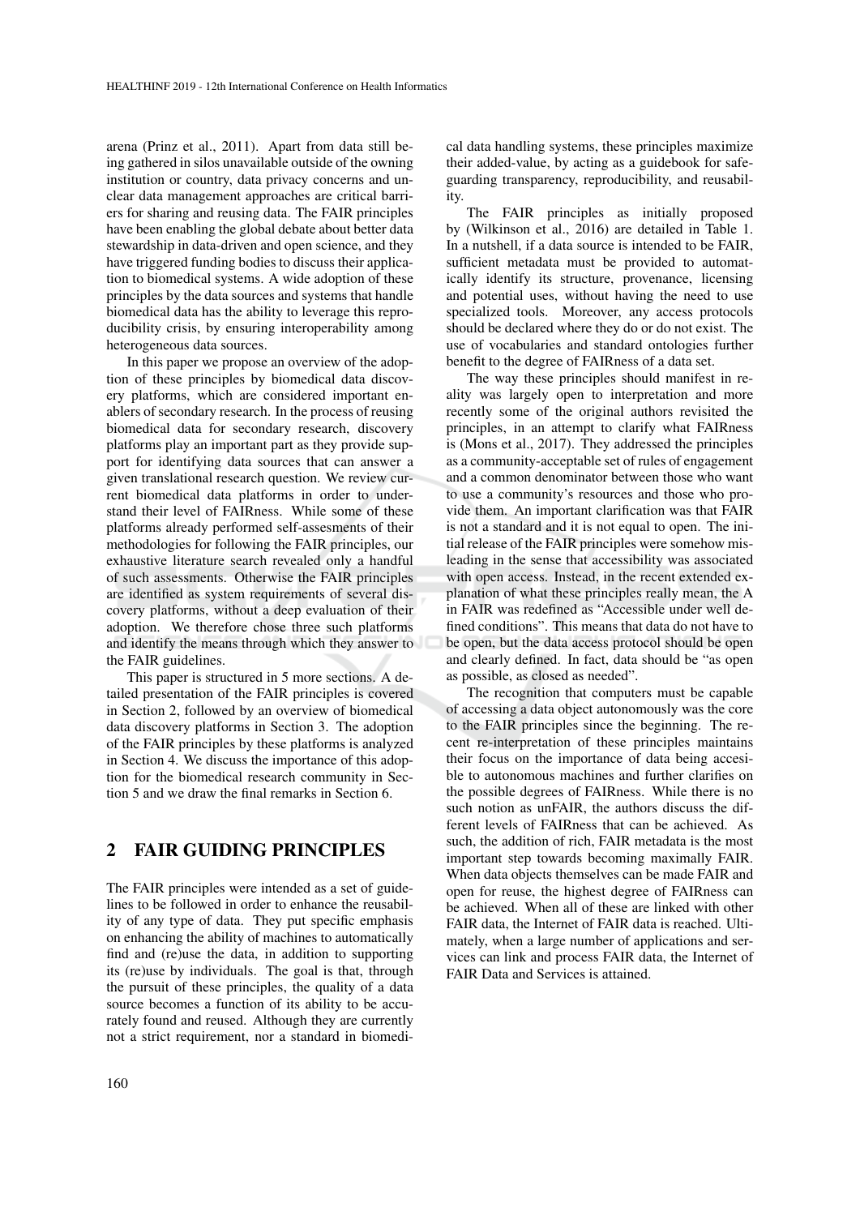arena (Prinz et al., 2011). Apart from data still being gathered in silos unavailable outside of the owning institution or country, data privacy concerns and unclear data management approaches are critical barriers for sharing and reusing data. The FAIR principles have been enabling the global debate about better data stewardship in data-driven and open science, and they have triggered funding bodies to discuss their application to biomedical systems. A wide adoption of these principles by the data sources and systems that handle biomedical data has the ability to leverage this reproducibility crisis, by ensuring interoperability among heterogeneous data sources.

In this paper we propose an overview of the adoption of these principles by biomedical data discovery platforms, which are considered important enablers of secondary research. In the process of reusing biomedical data for secondary research, discovery platforms play an important part as they provide support for identifying data sources that can answer a given translational research question. We review current biomedical data platforms in order to understand their level of FAIRness. While some of these platforms already performed self-assessments of their methodologies for following the FAIR principles, our exhaustive literature search revealed only a handful of such assessments. Otherwise the FAIR principles are identified as system requirements of several discovery platforms, without a deep evaluation of their adoption. We therefore chose three such platforms and identify the means through which they answer to the FAIR guidelines.

This paper is structured in 5 more sections. A detailed presentation of the FAIR principles is covered in Section 2, followed by an overview of biomedical data discovery platforms in Section 3. The adoption of the FAIR principles by these platforms is analyzed in Section 4. We discuss the importance of this adoption for the biomedical research community in Section 5 and we draw the final remarks in Section 6.

## 2 FAIR GUIDING PRINCIPLES

The FAIR principles were intended as a set of guidelines to be followed in order to enhance the reusability of any type of data. They put specific emphasis on enhancing the ability of machines to automatically find and (re)use the data, in addition to supporting its (re)use by individuals. The goal is that, through the pursuit of these principles, the quality of a data source becomes a function of its ability to be accurately found and reused. Although they are currently not a strict requirement, nor a standard in biomedical data handling systems, these principles maximize their added-value, by acting as a guidebook for safeguarding transparency, reproducibility, and reusability.

The FAIR principles as initially proposed by (Wilkinson et al., 2016) are detailed in Table 1. In a nutshell, if a data source is intended to be FAIR, sufficient metadata must be provided to automatically identify its structure, provenance, licensing and potential uses, without having the need to use specialized tools. Moreover, any access protocols should be declared where they do or do not exist. The use of vocabularies and standard ontologies further benefit to the degree of FAIRness of a data set.

The way these principles should manifest in reality was largely open to interpretation and more recently some of the original authors revisited the principles, in an attempt to clarify what FAIRness is (Mons et al., 2017). They addressed the principles as a community-acceptable set of rules of engagement and a common denominator between those who want to use a community's resources and those who provide them. An important clarification was that FAIR is not a standard and it is not equal to open. The initial release of the FAIR principles were somehow misleading in the sense that accessibility was associated with open access. Instead, in the recent extended explanation of what these principles really mean, the A in FAIR was redefined as "Accessible under well defined conditions". This means that data do not have to be open, but the data access protocol should be open and clearly defined. In fact, data should be "as open as possible, as closed as needed".

The recognition that computers must be capable of accessing a data object autonomously was the core to the FAIR principles since the beginning. The recent re-interpretation of these principles maintains their focus on the importance of data being accesible to autonomous machines and further clarifies on the possible degrees of FAIRness. While there is no such notion as unFAIR, the authors discuss the different levels of FAIRness that can be achieved. As such, the addition of rich, FAIR metadata is the most important step towards becoming maximally FAIR. When data objects themselves can be made FAIR and open for reuse, the highest degree of FAIRness can be achieved. When all of these are linked with other FAIR data, the Internet of FAIR data is reached. Ultimately, when a large number of applications and services can link and process FAIR data, the Internet of FAIR Data and Services is attained.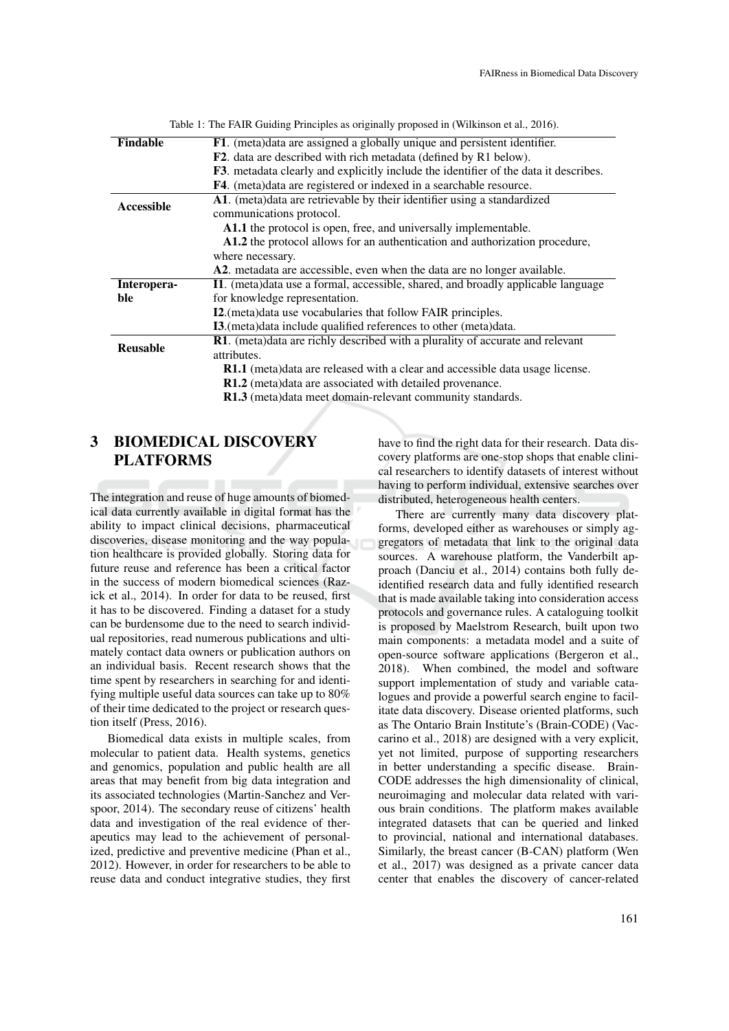Table 1: The FAIR Guiding Principles as originally proposed in (Wilkinson et al., 2016).

| | |
|---|---|
| **Findable** | **F1**. (meta)data are assigned a globally unique and persistent identifier.<br>**F2**. data are described with rich metadata (defined by R1 below).<br>**F3**. metadata clearly and explicitly include the identifier of the data it describes.<br>**F4**. (meta)data are registered or indexed in a searchable resource. |
| **Accessible** | **A1**. (meta)data are retrievable by their identifier using a standardized communications protocol.<br>**A1.1** the protocol is open, free, and universally implementable.<br>**A1.2** the protocol allows for an authentication and authorization procedure, where necessary.<br>**A2**. metadata are accessible, even when the data are no longer available. |
| **Interoperable** | **I1**. (meta)data use a formal, accessible, shared, and broadly applicable language for knowledge representation.<br>**I2**.(meta)data use vocabularies that follow FAIR principles.<br>**I3**.(meta)data include qualified references to other (meta)data. |
| **Reusable** | **R1**. (meta)data are richly described with a plurality of accurate and relevant attributes.<br>**R1.1** (meta)data are released with a clear and accessible data usage license.<br>**R1.2** (meta)data are associated with detailed provenance.<br>**R1.3** (meta)data meet domain-relevant community standards. |

# 3 BIOMEDICAL DISCOVERY PLATFORMS

The integration and reuse of huge amounts of biomedical data currently available in digital format has the ability to impact clinical decisions, pharmaceutical discoveries, disease monitoring and the way population healthcare is provided globally. Storing data for future reuse and reference has been a critical factor in the success of modern biomedical sciences (Razick et al., 2014). In order for data to be reused, first it has to be discovered. Finding a dataset for a study can be burdensome due to the need to search individual repositories, read numerous publications and ultimately contact data owners or publication authors on an individual basis. Recent research shows that the time spent by researchers in searching for and identifying multiple useful data sources can take up to 80% of their time dedicated to the project or research question itself (Press, 2016).

Biomedical data exists in multiple scales, from molecular to patient data. Health systems, genetics and genomics, population and public health are all areas that may benefit from big data integration and its associated technologies (Martin-Sanchez and Verspoor, 2014). The secondary reuse of citizens' health data and investigation of the real evidence of therapeutics may lead to the achievement of personalized, predictive and preventive medicine (Phan et al., 2012). However, in order for researchers to be able to reuse data and conduct integrative studies, they first have to find the right data for their research. Data discovery platforms are one-stop shops that enable clinical researchers to identify datasets of interest without having to perform individual, extensive searches over distributed, heterogeneous health centers.

There are currently many data discovery platforms, developed either as warehouses or simply aggregators of metadata that link to the original data sources. A warehouse platform, the Vanderbilt approach (Danciu et al., 2014) contains both fully de-identified research data and fully identified research that is made available taking into consideration access protocols and governance rules. A cataloguing toolkit is proposed by Maelstrom Research, built upon two main components: a metadata model and a suite of open-source software applications (Bergeron et al., 2018). When combined, the model and software support implementation of study and variable catalogues and provide a powerful search engine to facilitate data discovery. Disease oriented platforms, such as The Ontario Brain Institute's (Brain-CODE) (Vaccarino et al., 2018) are designed with a very explicit, yet not limited, purpose of supporting researchers in better understanding a specific disease. Brain-CODE addresses the high dimensionality of clinical, neuroimaging and molecular data related with various brain conditions. The platform makes available integrated datasets that can be queried and linked to provincial, national and international databases. Similarly, the breast cancer (B-CAN) platform (Wen et al., 2017) was designed as a private cancer data center that enables the discovery of cancer-related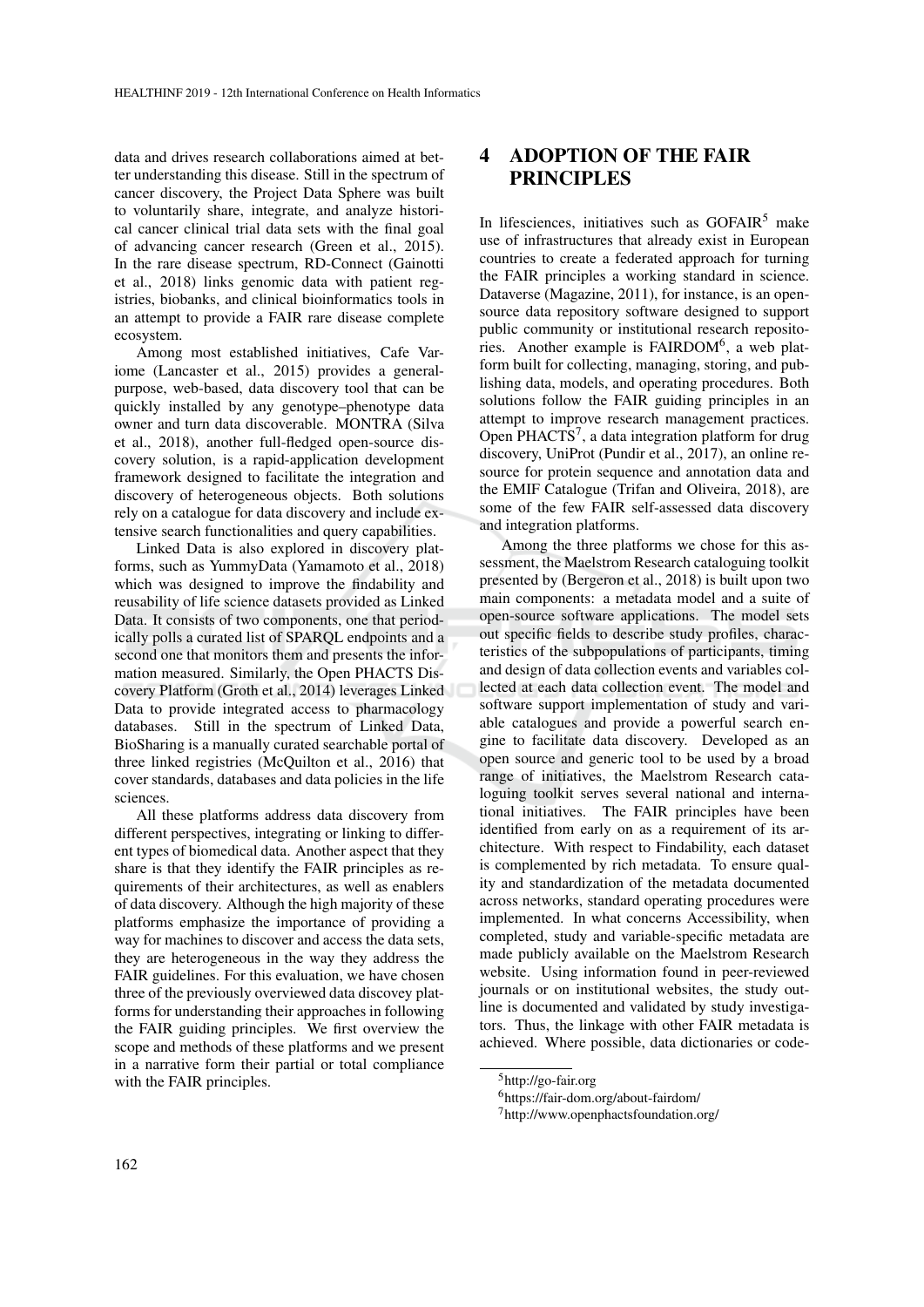data and drives research collaborations aimed at better understanding this disease. Still in the spectrum of cancer discovery, the Project Data Sphere was built to voluntarily share, integrate, and analyze historical cancer clinical trial data sets with the final goal of advancing cancer research (Green et al., 2015). In the rare disease spectrum, RD-Connect (Gainotti et al., 2018) links genomic data with patient registries, biobanks, and clinical bioinformatics tools in an attempt to provide a FAIR rare disease complete ecosystem.

Among most established initiatives, Cafe Variome (Lancaster et al., 2015) provides a general-purpose, web-based, data discovery tool that can be quickly installed by any genotype–phenotype data owner and turn data discoverable. MONTRA (Silva et al., 2018), another full-fledged open-source discovery solution, is a rapid-application development framework designed to facilitate the integration and discovery of heterogeneous objects. Both solutions rely on a catalogue for data discovery and include extensive search functionalities and query capabilities.

Linked Data is also explored in discovery platforms, such as YummyData (Yamamoto et al., 2018) which was designed to improve the findability and reusability of life science datasets provided as Linked Data. It consists of two components, one that periodically polls a curated list of SPARQL endpoints and a second one that monitors them and presents the information measured. Similarly, the Open PHACTS Discovery Platform (Groth et al., 2014) leverages Linked Data to provide integrated access to pharmacology databases. Still in the spectrum of Linked Data, BioSharing is a manually curated searchable portal of three linked registries (McQuilton et al., 2016) that cover standards, databases and data policies in the life sciences.

All these platforms address data discovery from different perspectives, integrating or linking to different types of biomedical data. Another aspect that they share is that they identify the FAIR principles as requirements of their architectures, as well as enablers of data discovery. Although the high majority of these platforms emphasize the importance of providing a way for machines to discover and access the data sets, they are heterogeneous in the way they address the FAIR guidelines. For this evaluation, we have chosen three of the previously overviewed data discovey platforms for understanding their approaches in following the FAIR guiding principles. We first overview the scope and methods of these platforms and we present in a narrative form their partial or total compliance with the FAIR principles.

# 4 ADOPTION OF THE FAIR PRINCIPLES

In lifesciences, initiatives such as GOFAIR[5] make use of infrastructures that already exist in European countries to create a federated approach for turning the FAIR principles a working standard in science. Dataverse (Magazine, 2011), for instance, is an open-source data repository software designed to support public community or institutional research repositories. Another example is FAIRDOM[6], a web platform built for collecting, managing, storing, and publishing data, models, and operating procedures. Both solutions follow the FAIR guiding principles in an attempt to improve research management practices. Open PHACTS[7], a data integration platform for drug discovery, UniProt (Pundir et al., 2017), an online resource for protein sequence and annotation data and the EMIF Catalogue (Trifan and Oliveira, 2018), are some of the few FAIR self-assessed data discovery and integration platforms.

Among the three platforms we chose for this assessment, the Maelstrom Research cataloguing toolkit presented by (Bergeron et al., 2018) is built upon two main components: a metadata model and a suite of open-source software applications. The model sets out specific fields to describe study profiles, characteristics of the subpopulations of participants, timing and design of data collection events and variables collected at each data collection event. The model and software support implementation of study and variable catalogues and provide a powerful search engine to facilitate data discovery. Developed as an open source and generic tool to be used by a broad range of initiatives, the Maelstrom Research cataloguing toolkit serves several national and international initiatives. The FAIR principles have been identified from early on as a requirement of its architecture. With respect to Findability, each dataset is complemented by rich metadata. To ensure quality and standardization of the metadata documented across networks, standard operating procedures were implemented. In what concerns Accessibility, when completed, study and variable-specific metadata are made publicly available on the Maelstrom Research website. Using information found in peer-reviewed journals or on institutional websites, the study outline is documented and validated by study investigators. Thus, the linkage with other FAIR metadata is achieved. Where possible, data dictionaries or code-

[5] http://go-fair.org

[6] https://fair-dom.org/about-fairdom/

[7] http://www.openphactsfoundation.org/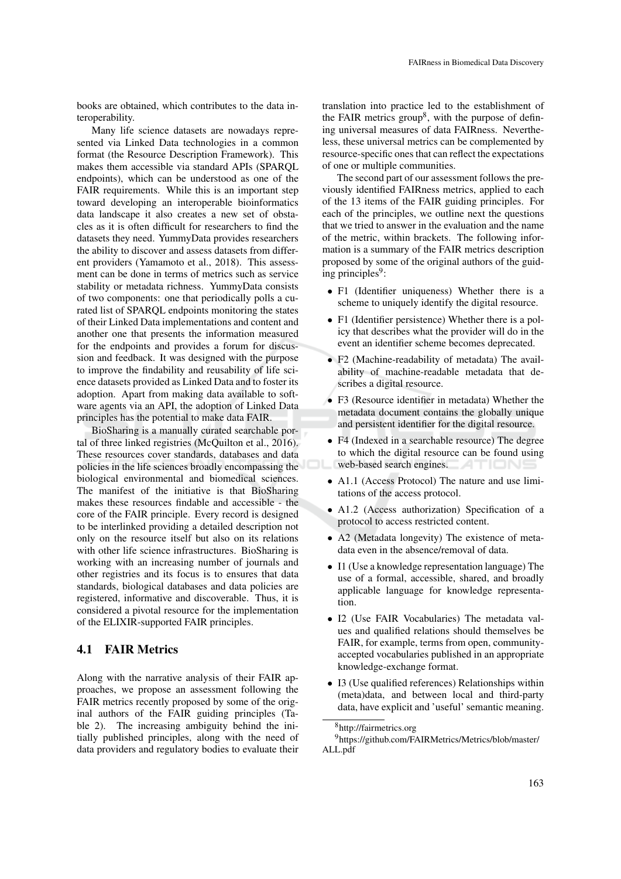books are obtained, which contributes to the data interoperability.

Many life science datasets are nowadays represented via Linked Data technologies in a common format (the Resource Description Framework). This makes them accessible via standard APIs (SPARQL endpoints), which can be understood as one of the FAIR requirements. While this is an important step toward developing an interoperable bioinformatics data landscape it also creates a new set of obstacles as it is often difficult for researchers to find the datasets they need. YummyData provides researchers the ability to discover and assess datasets from different providers (Yamamoto et al., 2018). This assessment can be done in terms of metrics such as service stability or metadata richness. YummyData consists of two components: one that periodically polls a curated list of SPARQL endpoints monitoring the states of their Linked Data implementations and content and another one that presents the information measured for the endpoints and provides a forum for discussion and feedback. It was designed with the purpose to improve the findability and reusability of life science datasets provided as Linked Data and to foster its adoption. Apart from making data available to software agents via an API, the adoption of Linked Data principles has the potential to make data FAIR.

BioSharing is a manually curated searchable portal of three linked registries (McQuilton et al., 2016). These resources cover standards, databases and data policies in the life sciences broadly encompassing the biological environmental and biomedical sciences. The manifest of the initiative is that BioSharing makes these resources findable and accessible - the core of the FAIR principle. Every record is designed to be interlinked providing a detailed description not only on the resource itself but also on its relations with other life science infrastructures. BioSharing is working with an increasing number of journals and other registries and its focus is to ensures that data standards, biological databases and data policies are registered, informative and discoverable. Thus, it is considered a pivotal resource for the implementation of the ELIXIR-supported FAIR principles.

## 4.1 FAIR Metrics

Along with the narrative analysis of their FAIR approaches, we propose an assessment following the FAIR metrics recently proposed by some of the original authors of the FAIR guiding principles (Table 2). The increasing ambiguity behind the initially published principles, along with the need of data providers and regulatory bodies to evaluate their translation into practice led to the establishment of the FAIR metrics group[8], with the purpose of defining universal measures of data FAIRness. Nevertheless, these universal metrics can be complemented by resource-specific ones that can reflect the expectations of one or multiple communities.

The second part of our assessment follows the previously identified FAIRness metrics, applied to each of the 13 items of the FAIR guiding principles. For each of the principles, we outline next the questions that we tried to answer in the evaluation and the name of the metric, within brackets. The following information is a summary of the FAIR metrics description proposed by some of the original authors of the guiding principles[9]:

- F1 (Identifier uniqueness) Whether there is a scheme to uniquely identify the digital resource.
- F1 (Identifier persistence) Whether there is a policy that describes what the provider will do in the event an identifier scheme becomes deprecated.
- F2 (Machine-readability of metadata) The availability of machine-readable metadata that describes a digital resource.
- F3 (Resource identifier in metadata) Whether the metadata document contains the globally unique and persistent identifier for the digital resource.
- F4 (Indexed in a searchable resource) The degree to which the digital resource can be found using web-based search engines.
- A1.1 (Access Protocol) The nature and use limitations of the access protocol.
- A1.2 (Access authorization) Specification of a protocol to access restricted content.
- A2 (Metadata longevity) The existence of metadata even in the absence/removal of data.
- I1 (Use a knowledge representation language) The use of a formal, accessible, shared, and broadly applicable language for knowledge representation.
- I2 (Use FAIR Vocabularies) The metadata values and qualified relations should themselves be FAIR, for example, terms from open, community-accepted vocabularies published in an appropriate knowledge-exchange format.
- I3 (Use qualified references) Relationships within (meta)data, and between local and third-party data, have explicit and 'useful' semantic meaning.

[8] http://fairmetrics.org

[9] https://github.com/FAIRMetrics/Metrics/blob/master/ALL.pdf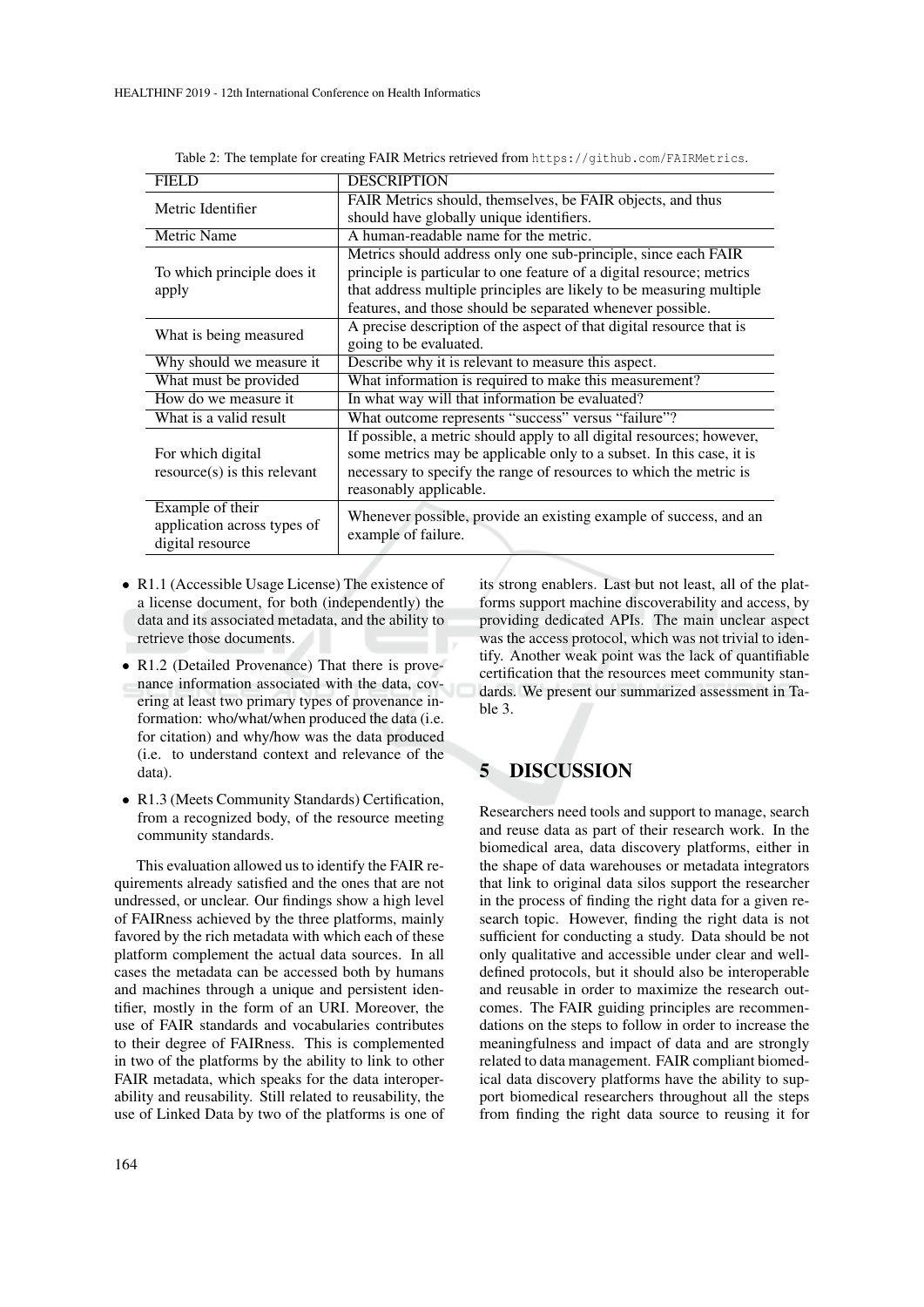Table 2: The template for creating FAIR Metrics retrieved from https://github.com/FAIRMetrics.

| FIELD | DESCRIPTION |
|---|---|
| Metric Identifier | FAIR Metrics should, themselves, be FAIR objects, and thus should have globally unique identifiers. |
| Metric Name | A human-readable name for the metric. |
| To which principle does it apply | Metrics should address only one sub-principle, since each FAIR principle is particular to one feature of a digital resource; metrics that address multiple principles are likely to be measuring multiple features, and those should be separated whenever possible. |
| What is being measured | A precise description of the aspect of that digital resource that is going to be evaluated. |
| Why should we measure it | Describe why it is relevant to measure this aspect. |
| What must be provided | What information is required to make this measurement? |
| How do we measure it | In what way will that information be evaluated? |
| What is a valid result | What outcome represents "success" versus "failure"? |
| For which digital resource(s) is this relevant | If possible, a metric should apply to all digital resources; however, some metrics may be applicable only to a subset. In this case, it is necessary to specify the range of resources to which the metric is reasonably applicable. |
| Example of their application across types of digital resource | Whenever possible, provide an existing example of success, and an example of failure. |

- R1.1 (Accessible Usage License) The existence of a license document, for both (independently) the data and its associated metadata, and the ability to retrieve those documents.
- R1.2 (Detailed Provenance) That there is provenance information associated with the data, covering at least two primary types of provenance information: who/what/when produced the data (i.e. for citation) and why/how was the data produced (i.e. to understand context and relevance of the data).
- R1.3 (Meets Community Standards) Certification, from a recognized body, of the resource meeting community standards.

This evaluation allowed us to identify the FAIR requirements already satisfied and the ones that are not undressed, or unclear. Our findings show a high level of FAIRness achieved by the three platforms, mainly favored by the rich metadata with which each of these platform complement the actual data sources. In all cases the metadata can be accessed both by humans and machines through a unique and persistent identifier, mostly in the form of an URI. Moreover, the use of FAIR standards and vocabularies contributes to their degree of FAIRness. This is complemented in two of the platforms by the ability to link to other FAIR metadata, which speaks for the data interoperability and reusability. Still related to reusability, the use of Linked Data by two of the platforms is one of its strong enablers. Last but not least, all of the platforms support machine discoverability and access, by providing dedicated APIs. The main unclear aspect was the access protocol, which was not trivial to identify. Another weak point was the lack of quantifiable certification that the resources meet community standards. We present our summarized assessment in Table 3.

## 5 DISCUSSION

Researchers need tools and support to manage, search and reuse data as part of their research work. In the biomedical area, data discovery platforms, either in the shape of data warehouses or metadata integrators that link to original data silos support the researcher in the process of finding the right data for a given research topic. However, finding the right data is not sufficient for conducting a study. Data should be not only qualitative and accessible under clear and well-defined protocols, but it should also be interoperable and reusable in order to maximize the research outcomes. The FAIR guiding principles are recommendations on the steps to follow in order to increase the meaningfulness and impact of data and are strongly related to data management. FAIR compliant biomedical data discovery platforms have the ability to support biomedical researchers throughout all the steps from finding the right data source to reusing it for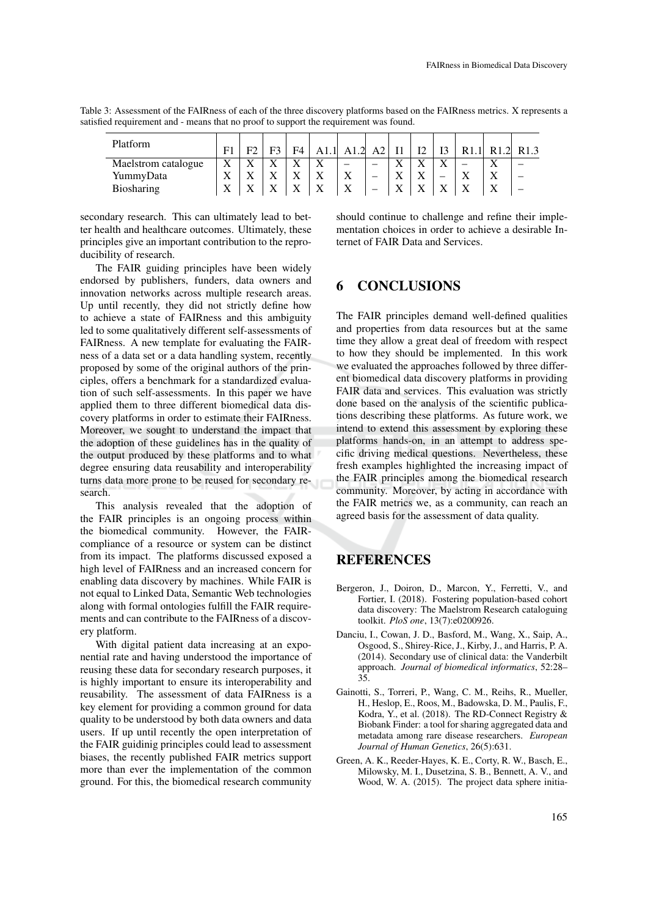Table 3: Assessment of the FAIRness of each of the three discovery platforms based on the FAIRness metrics. X represents a satisfied requirement and - means that no proof to support the requirement was found.

| Platform | F1 | F2 | F3 | F4 | A1.1 | A1.2 | A2 | I1 | I2 | I3 | R1.1 | R1.2 | R1.3 |
|---|---|---|---|---|---|---|---|---|---|---|---|---|---|
| Maelstrom catalogue | X | X | X | X | X | – | – | X | X | X | – | X | – |
| YummyData | X | X | X | X | X | X | – | X | X | – | X | X | – |
| Biosharing | X | X | X | X | X | X | – | X | X | X | X | X | – |

secondary research. This can ultimately lead to better health and healthcare outcomes. Ultimately, these principles give an important contribution to the reproducibility of research.

The FAIR guiding principles have been widely endorsed by publishers, funders, data owners and innovation networks across multiple research areas. Up until recently, they did not strictly define how to achieve a state of FAIRness and this ambiguity led to some qualitatively different self-assessments of FAIRness. A new template for evaluating the FAIRness of a data set or a data handling system, recently proposed by some of the original authors of the principles, offers a benchmark for a standardized evaluation of such self-assessments. In this paper we have applied them to three different biomedical data discovery platforms in order to estimate their FAIRness. Moreover, we sought to understand the impact that the adoption of these guidelines has in the quality of the output produced by these platforms and to what degree ensuring data reusability and interoperability turns data more prone to be reused for secondary research.

This analysis revealed that the adoption of the FAIR principles is an ongoing process within the biomedical community. However, the FAIR-compliance of a resource or system can be distinct from its impact. The platforms discussed exposed a high level of FAIRness and an increased concern for enabling data discovery by machines. While FAIR is not equal to Linked Data, Semantic Web technologies along with formal ontologies fulfill the FAIR requirements and can contribute to the FAIRness of a discovery platform.

With digital patient data increasing at an exponential rate and having understood the importance of reusing these data for secondary research purposes, it is highly important to ensure its interoperability and reusability. The assessment of data FAIRness is a key element for providing a common ground for data quality to be understood by both data owners and data users. If up until recently the open interpretation of the FAIR guidinig principles could lead to assessment biases, the recently published FAIR metrics support more than ever the implementation of the common ground. For this, the biomedical research community should continue to challenge and refine their implementation choices in order to achieve a desirable Internet of FAIR Data and Services.

# 6 CONCLUSIONS

The FAIR principles demand well-defined qualities and properties from data resources but at the same time they allow a great deal of freedom with respect to how they should be implemented. In this work we evaluated the approaches followed by three different biomedical data discovery platforms in providing FAIR data and services. This evaluation was strictly done based on the analysis of the scientific publications describing these platforms. As future work, we intend to extend this assessment by exploring these platforms hands-on, in an attempt to address specific driving medical questions. Nevertheless, these fresh examples highlighted the increasing impact of the FAIR principles among the biomedical research community. Moreover, by acting in accordance with the FAIR metrics we, as a community, can reach an agreed basis for the assessment of data quality.

# REFERENCES

Bergeron, J., Doiron, D., Marcon, Y., Ferretti, V., and Fortier, I. (2018). Fostering population-based cohort data discovery: The Maelstrom Research cataloguing toolkit. *PloS one*, 13(7):e0200926.

Danciu, I., Cowan, J. D., Basford, M., Wang, X., Saip, A., Osgood, S., Shirey-Rice, J., Kirby, J., and Harris, P. A. (2014). Secondary use of clinical data: the Vanderbilt approach. *Journal of biomedical informatics*, 52:28–35.

Gainotti, S., Torreri, P., Wang, C. M., Reihs, R., Mueller, H., Heslop, E., Roos, M., Badowska, D. M., Paulis, F., Kodra, Y., et al. (2018). The RD-Connect Registry & Biobank Finder: a tool for sharing aggregated data and metadata among rare disease researchers. *European Journal of Human Genetics*, 26(5):631.

Green, A. K., Reeder-Hayes, K. E., Corty, R. W., Basch, E., Milowsky, M. I., Dusetzina, S. B., Bennett, A. V., and Wood, W. A. (2015). The project data sphere initia-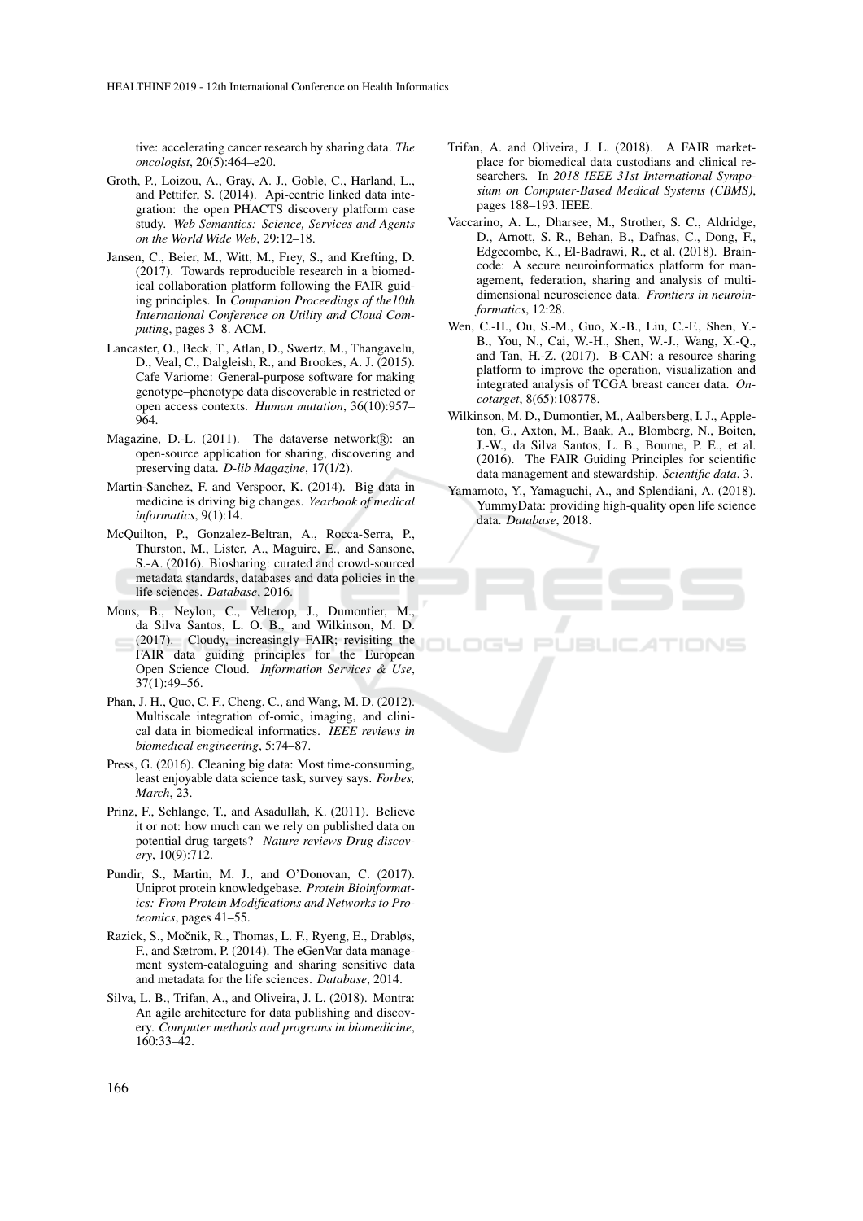tive: accelerating cancer research by sharing data. *The oncologist*, 20(5):464–e20.

Groth, P., Loizou, A., Gray, A. J., Goble, C., Harland, L., and Pettifer, S. (2014). Api-centric linked data integration: the open PHACTS discovery platform case study. *Web Semantics: Science, Services and Agents on the World Wide Web*, 29:12–18.

Jansen, C., Beier, M., Witt, M., Frey, S., and Krefting, D. (2017). Towards reproducible research in a biomedical collaboration platform following the FAIR guiding principles. In *Companion Proceedings of the10th International Conference on Utility and Cloud Computing*, pages 3–8. ACM.

Lancaster, O., Beck, T., Atlan, D., Swertz, M., Thangavelu, D., Veal, C., Dalgleish, R., and Brookes, A. J. (2015). Cafe Variome: General-purpose software for making genotype–phenotype data discoverable in restricted or open access contexts. *Human mutation*, 36(10):957–964.

Magazine, D.-L. (2011). The dataverse network®: an open-source application for sharing, discovering and preserving data. *D-lib Magazine*, 17(1/2).

Martin-Sanchez, F. and Verspoor, K. (2014). Big data in medicine is driving big changes. *Yearbook of medical informatics*, 9(1):14.

McQuilton, P., Gonzalez-Beltran, A., Rocca-Serra, P., Thurston, M., Lister, A., Maguire, E., and Sansone, S.-A. (2016). Biosharing: curated and crowd-sourced metadata standards, databases and data policies in the life sciences. *Database*, 2016.

Mons, B., Neylon, C., Velterop, J., Dumontier, M., da Silva Santos, L. O. B., and Wilkinson, M. D. (2017). Cloudy, increasingly FAIR; revisiting the FAIR data guiding principles for the European Open Science Cloud. *Information Services & Use*, 37(1):49–56.

Phan, J. H., Quo, C. F., Cheng, C., and Wang, M. D. (2012). Multiscale integration of-omic, imaging, and clinical data in biomedical informatics. *IEEE reviews in biomedical engineering*, 5:74–87.

Press, G. (2016). Cleaning big data: Most time-consuming, least enjoyable data science task, survey says. *Forbes, March*, 23.

Prinz, F., Schlange, T., and Asadullah, K. (2011). Believe it or not: how much can we rely on published data on potential drug targets? *Nature reviews Drug discovery*, 10(9):712.

Pundir, S., Martin, M. J., and O'Donovan, C. (2017). Uniprot protein knowledgebase. *Protein Bioinformatics: From Protein Modifications and Networks to Proteomics*, pages 41–55.

Razick, S., Močnik, R., Thomas, L. F., Ryeng, E., Drabløs, F., and Sætrom, P. (2014). The eGenVar data management system-cataloguing and sharing sensitive data and metadata for the life sciences. *Database*, 2014.

Silva, L. B., Trifan, A., and Oliveira, J. L. (2018). Montra: An agile architecture for data publishing and discovery. *Computer methods and programs in biomedicine*, 160:33–42.

Trifan, A. and Oliveira, J. L. (2018). A FAIR marketplace for biomedical data custodians and clinical researchers. In *2018 IEEE 31st International Symposium on Computer-Based Medical Systems (CBMS)*, pages 188–193. IEEE.

Vaccarino, A. L., Dharsee, M., Strother, S. C., Aldridge, D., Arnott, S. R., Behan, B., Dafnas, C., Dong, F., Edgecombe, K., El-Badrawi, R., et al. (2018). Brain-code: A secure neuroinformatics platform for management, federation, sharing and analysis of multi-dimensional neuroscience data. *Frontiers in neuroinformatics*, 12:28.

Wen, C.-H., Ou, S.-M., Guo, X.-B., Liu, C.-F., Shen, Y.-B., You, N., Cai, W.-H., Shen, W.-J., Wang, X.-Q., and Tan, H.-Z. (2017). B-CAN: a resource sharing platform to improve the operation, visualization and integrated analysis of TCGA breast cancer data. *Oncotarget*, 8(65):108778.

Wilkinson, M. D., Dumontier, M., Aalbersberg, I. J., Appleton, G., Axton, M., Baak, A., Blomberg, N., Boiten, J.-W., da Silva Santos, L. B., Bourne, P. E., et al. (2016). The FAIR Guiding Principles for scientific data management and stewardship. *Scientific data*, 3.

Yamamoto, Y., Yamaguchi, A., and Splendiani, A. (2018). YummyData: providing high-quality open life science data. *Database*, 2018.